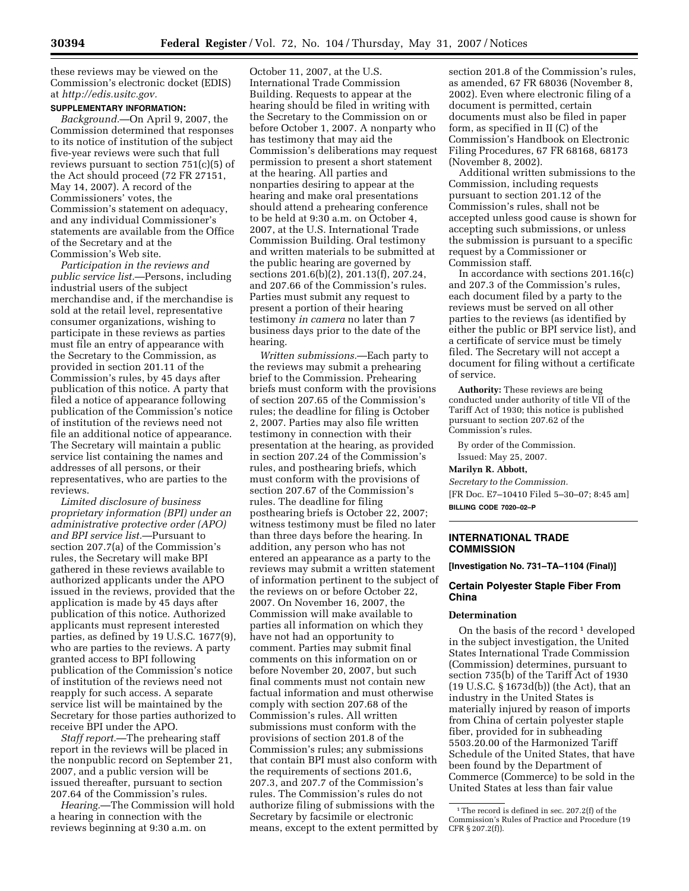these reviews may be viewed on the Commission's electronic docket (EDIS) at *http://edis.usitc.gov.*

**SUPPLEMENTARY INFORMATION:**

*Background.*—On April 9, 2007, the Commission determined that responses to its notice of institution of the subject five-year reviews were such that full reviews pursuant to section 751(c)(5) of the Act should proceed (72 FR 27151, May 14, 2007). A record of the Commissioners' votes, the Commission's statement on adequacy, and any individual Commissioner's statements are available from the Office of the Secretary and at the Commission's Web site.

*Participation in the reviews and public service list.*—Persons, including industrial users of the subject merchandise and, if the merchandise is sold at the retail level, representative consumer organizations, wishing to participate in these reviews as parties must file an entry of appearance with the Secretary to the Commission, as provided in section 201.11 of the Commission's rules, by 45 days after publication of this notice. A party that filed a notice of appearance following publication of the Commission's notice of institution of the reviews need not file an additional notice of appearance. The Secretary will maintain a public service list containing the names and addresses of all persons, or their representatives, who are parties to the reviews.

*Limited disclosure of business proprietary information (BPI) under an administrative protective order (APO) and BPI service list.*—Pursuant to section 207.7(a) of the Commission's rules, the Secretary will make BPI gathered in these reviews available to authorized applicants under the APO issued in the reviews, provided that the application is made by 45 days after publication of this notice. Authorized applicants must represent interested parties, as defined by 19 U.S.C. 1677(9), who are parties to the reviews. A party granted access to BPI following publication of the Commission's notice of institution of the reviews need not reapply for such access. A separate service list will be maintained by the Secretary for those parties authorized to receive BPI under the APO.

*Staff report.*—The prehearing staff report in the reviews will be placed in the nonpublic record on September 21, 2007, and a public version will be issued thereafter, pursuant to section 207.64 of the Commission's rules.

*Hearing.*—The Commission will hold a hearing in connection with the reviews beginning at 9:30 a.m. on October 11, 2007, at the U.S. International Trade Commission Building. Requests to appear at the hearing should be filed in writing with the Secretary to the Commission on or before October 1, 2007. A nonparty who has testimony that may aid the Commission's deliberations may request permission to present a short statement at the hearing. All parties and nonparties desiring to appear at the hearing and make oral presentations should attend a prehearing conference to be held at 9:30 a.m. on October 4, 2007, at the U.S. International Trade Commission Building. Oral testimony and written materials to be submitted at the public hearing are governed by sections 201.6(b)(2), 201.13(f), 207.24, and 207.66 of the Commission's rules. Parties must submit any request to present a portion of their hearing testimony *in camera* no later than 7 business days prior to the date of the hearing.

*Written submissions.*—Each party to the reviews may submit a prehearing brief to the Commission. Prehearing briefs must conform with the provisions of section 207.65 of the Commission's rules; the deadline for filing is October 2, 2007. Parties may also file written testimony in connection with their presentation at the hearing, as provided in section 207.24 of the Commission's rules, and posthearing briefs, which must conform with the provisions of section 207.67 of the Commission's rules. The deadline for filing posthearing briefs is October 22, 2007; witness testimony must be filed no later than three days before the hearing. In addition, any person who has not entered an appearance as a party to the reviews may submit a written statement of information pertinent to the subject of the reviews on or before October 22, 2007. On November 16, 2007, the Commission will make available to parties all information on which they have not had an opportunity to comment. Parties may submit final comments on this information on or before November 20, 2007, but such final comments must not contain new factual information and must otherwise comply with section 207.68 of the Commission's rules. All written submissions must conform with the provisions of section 201.8 of the Commission's rules; any submissions that contain BPI must also conform with the requirements of sections 201.6, 207.3, and 207.7 of the Commission's rules. The Commission's rules do not authorize filing of submissions with the Secretary by facsimile or electronic means, except to the extent permitted by section 201.8 of the Commission's rules, as amended, 67 FR 68036 (November 8, 2002). Even where electronic filing of a document is permitted, certain documents must also be filed in paper form, as specified in II (C) of the Commission's Handbook on Electronic Filing Procedures, 67 FR 68168, 68173 (November 8, 2002).

Additional written submissions to the Commission, including requests pursuant to section 201.12 of the Commission's rules, shall not be accepted unless good cause is shown for accepting such submissions, or unless the submission is pursuant to a specific request by a Commissioner or Commission staff.

In accordance with sections 201.16(c) and 207.3 of the Commission's rules, each document filed by a party to the reviews must be served on all other parties to the reviews (as identified by either the public or BPI service list), and a certificate of service must be timely filed. The Secretary will not accept a document for filing without a certificate of service.

**Authority:** These reviews are being conducted under authority of title VII of the Tariff Act of 1930; this notice is published pursuant to section 207.62 of the Commission's rules.

By order of the Commission.

Issued: May 25, 2007.

**Marilyn R. Abbott,**

*Secretary to the Commission.*

[FR Doc. E7–10410 Filed 5–30–07; 8:45 am]

**BILLING CODE 7020–02–P**

## INTERNATIONAL TRADE COMMISSION

**[Investigation No. 731–TA–1104 (Final)]**

## Certain Polyester Staple Fiber From China

### Determination

On the basis of the record [1] developed in the subject investigation, the United States International Trade Commission (Commission) determines, pursuant to section 735(b) of the Tariff Act of 1930 (19 U.S.C. § 1673d(b)) (the Act), that an industry in the United States is materially injured by reason of imports from China of certain polyester staple fiber, provided for in subheading 5503.20.00 of the Harmonized Tariff Schedule of the United States, that have been found by the Department of Commerce (Commerce) to be sold in the United States at less than fair value

[1] The record is defined in sec. 207.2(f) of the Commission's Rules of Practice and Procedure (19 CFR § 207.2(f)).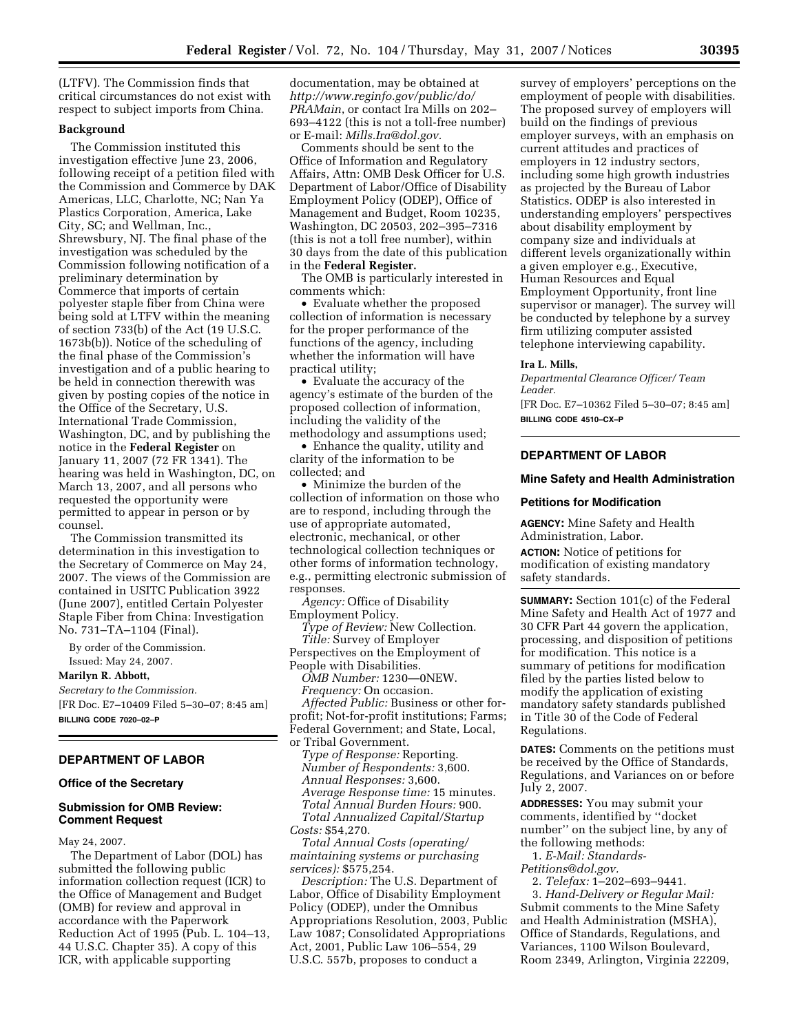(LTFV). The Commission finds that critical circumstances do not exist with respect to subject imports from China.

**Background**

The Commission instituted this investigation effective June 23, 2006, following receipt of a petition filed with the Commission and Commerce by DAK Americas, LLC, Charlotte, NC; Nan Ya Plastics Corporation, America, Lake City, SC; and Wellman, Inc., Shrewsbury, NJ. The final phase of the investigation was scheduled by the Commission following notification of a preliminary determination by Commerce that imports of certain polyester staple fiber from China were being sold at LTFV within the meaning of section 733(b) of the Act (19 U.S.C. 1673b(b)). Notice of the scheduling of the final phase of the Commission's investigation and of a public hearing to be held in connection therewith was given by posting copies of the notice in the Office of the Secretary, U.S. International Trade Commission, Washington, DC, and by publishing the notice in the **Federal Register** on January 11, 2007 (72 FR 1341). The hearing was held in Washington, DC, on March 13, 2007, and all persons who requested the opportunity were permitted to appear in person or by counsel.

The Commission transmitted its determination in this investigation to the Secretary of Commerce on May 24, 2007. The views of the Commission are contained in USITC Publication 3922 (June 2007), entitled Certain Polyester Staple Fiber from China: Investigation No. 731–TA–1104 (Final).

By order of the Commission.

Issued: May 24, 2007.

**Marilyn R. Abbott,**

*Secretary to the Commission.*

[FR Doc. E7–10409 Filed 5–30–07; 8:45 am]

**BILLING CODE 7020–02–P**

---

## DEPARTMENT OF LABOR

### Office of the Secretary

### Submission for OMB Review: Comment Request

May 24, 2007.

The Department of Labor (DOL) has submitted the following public information collection request (ICR) to the Office of Management and Budget (OMB) for review and approval in accordance with the Paperwork Reduction Act of 1995 (Pub. L. 104–13, 44 U.S.C. Chapter 35). A copy of this ICR, with applicable supporting documentation, may be obtained at *http://www.reginfo.gov/public/do/PRAMain*, or contact Ira Mills on 202–693–4122 (this is not a toll-free number) or E-mail: *Mills.Ira@dol.gov.*

Comments should be sent to the Office of Information and Regulatory Affairs, Attn: OMB Desk Officer for U.S. Department of Labor/Office of Disability Employment Policy (ODEP), Office of Management and Budget, Room 10235, Washington, DC 20503, 202–395–7316 (this is not a toll free number), within 30 days from the date of this publication in the **Federal Register.**

The OMB is particularly interested in comments which:

- Evaluate whether the proposed collection of information is necessary for the proper performance of the functions of the agency, including whether the information will have practical utility;
- Evaluate the accuracy of the agency's estimate of the burden of the proposed collection of information, including the validity of the methodology and assumptions used;
- Enhance the quality, utility and clarity of the information to be collected; and
- Minimize the burden of the collection of information on those who are to respond, including through the use of appropriate automated, electronic, mechanical, or other technological collection techniques or other forms of information technology, e.g., permitting electronic submission of responses.

*Agency:* Office of Disability Employment Policy.

*Type of Review:* New Collection.

*Title:* Survey of Employer Perspectives on the Employment of People with Disabilities.

*OMB Number:* 1230—0NEW.

*Frequency:* On occasion.

*Affected Public:* Business or other for-profit; Not-for-profit institutions; Farms; Federal Government; and State, Local, or Tribal Government.

*Type of Response:* Reporting.

*Number of Respondents:* 3,600.

*Annual Responses:* 3,600.

*Average Response time:* 15 minutes.

*Total Annual Burden Hours:* 900.

*Total Annualized Capital/Startup Costs:* $54,270.

*Total Annual Costs (operating/maintaining systems or purchasing services):* $575,254.

*Description:* The U.S. Department of Labor, Office of Disability Employment Policy (ODEP), under the Omnibus Appropriations Resolution, 2003, Public Law 1087; Consolidated Appropriations Act, 2001, Public Law 106–554, 29 U.S.C. 557b, proposes to conduct a survey of employers' perceptions on the employment of people with disabilities. The proposed survey of employers will build on the findings of previous employer surveys, with an emphasis on current attitudes and practices of employers in 12 industry sectors, including some high growth industries as projected by the Bureau of Labor Statistics. ODEP is also interested in understanding employers' perspectives about disability employment by company size and individuals at different levels organizationally within a given employer e.g., Executive, Human Resources and Equal Employment Opportunity, front line supervisor or manager). The survey will be conducted by telephone by a survey firm utilizing computer assisted telephone interviewing capability.

**Ira L. Mills,**

*Departmental Clearance Officer/Team Leader.*

[FR Doc. E7–10362 Filed 5–30–07; 8:45 am]

**BILLING CODE 4510–CX–P**

---

## DEPARTMENT OF LABOR

### Mine Safety and Health Administration

### Petitions for Modification

**AGENCY:** Mine Safety and Health Administration, Labor.

**ACTION:** Notice of petitions for modification of existing mandatory safety standards.

**SUMMARY:** Section 101(c) of the Federal Mine Safety and Health Act of 1977 and 30 CFR Part 44 govern the application, processing, and disposition of petitions for modification. This notice is a summary of petitions for modification filed by the parties listed below to modify the application of existing mandatory safety standards published in Title 30 of the Code of Federal Regulations.

**DATES:** Comments on the petitions must be received by the Office of Standards, Regulations, and Variances on or before July 2, 2007.

**ADDRESSES:** You may submit your comments, identified by ''docket number'' on the subject line, by any of the following methods:

1. *E-Mail: Standards-Petitions@dol.gov.*
2. *Telefax:* 1–202–693–9441.
3. *Hand-Delivery or Regular Mail:* Submit comments to the Mine Safety and Health Administration (MSHA), Office of Standards, Regulations, and Variances, 1100 Wilson Boulevard, Room 2349, Arlington, Virginia 22209,